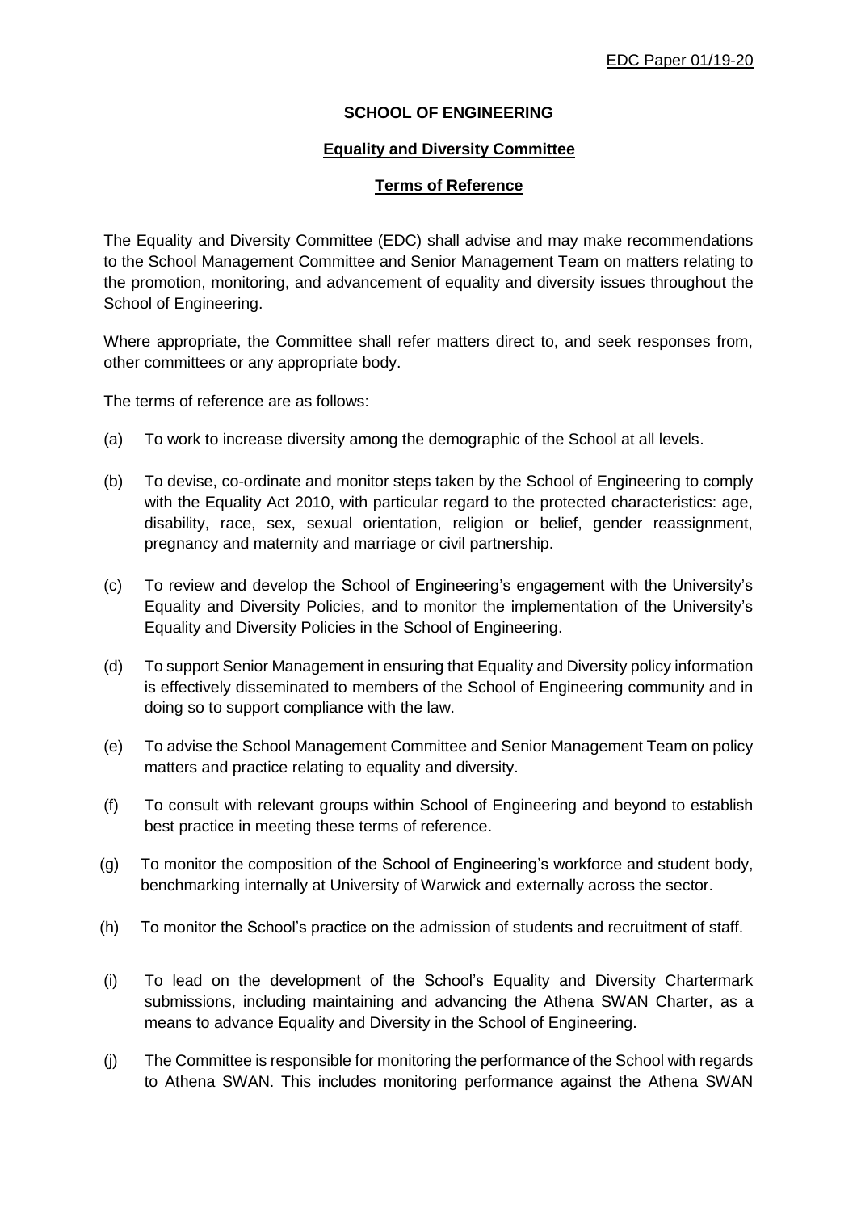EDC Paper 01/19-20

**SCHOOL OF ENGINEERING**

**Equality and Diversity Committee**

**Terms of Reference**

The Equality and Diversity Committee (EDC) shall advise and may make recommendations to the School Management Committee and Senior Management Team on matters relating to the promotion, monitoring, and advancement of equality and diversity issues throughout the School of Engineering.

Where appropriate, the Committee shall refer matters direct to, and seek responses from, other committees or any appropriate body.

The terms of reference are as follows:

(a) To work to increase diversity among the demographic of the School at all levels.

(b) To devise, co-ordinate and monitor steps taken by the School of Engineering to comply with the Equality Act 2010, with particular regard to the protected characteristics: age, disability, race, sex, sexual orientation, religion or belief, gender reassignment, pregnancy and maternity and marriage or civil partnership.

(c) To review and develop the School of Engineering's engagement with the University's Equality and Diversity Policies, and to monitor the implementation of the University's Equality and Diversity Policies in the School of Engineering.

(d) To support Senior Management in ensuring that Equality and Diversity policy information is effectively disseminated to members of the School of Engineering community and in doing so to support compliance with the law.

(e) To advise the School Management Committee and Senior Management Team on policy matters and practice relating to equality and diversity.

(f) To consult with relevant groups within School of Engineering and beyond to establish best practice in meeting these terms of reference.

(g) To monitor the composition of the School of Engineering's workforce and student body, benchmarking internally at University of Warwick and externally across the sector.

(h) To monitor the School's practice on the admission of students and recruitment of staff.

(i) To lead on the development of the School's Equality and Diversity Chartermark submissions, including maintaining and advancing the Athena SWAN Charter, as a means to advance Equality and Diversity in the School of Engineering.

(j) The Committee is responsible for monitoring the performance of the School with regards to Athena SWAN. This includes monitoring performance against the Athena SWAN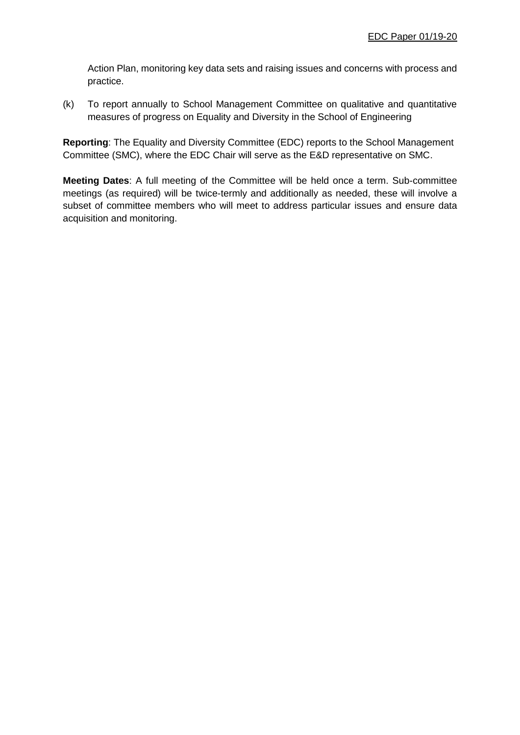Action Plan, monitoring key data sets and raising issues and concerns with process and practice.

(k) To report annually to School Management Committee on qualitative and quantitative measures of progress on Equality and Diversity in the School of Engineering

**Reporting**: The Equality and Diversity Committee (EDC) reports to the School Management Committee (SMC), where the EDC Chair will serve as the E&D representative on SMC.

**Meeting Dates**: A full meeting of the Committee will be held once a term. Sub-committee meetings (as required) will be twice-termly and additionally as needed, these will involve a subset of committee members who will meet to address particular issues and ensure data acquisition and monitoring.